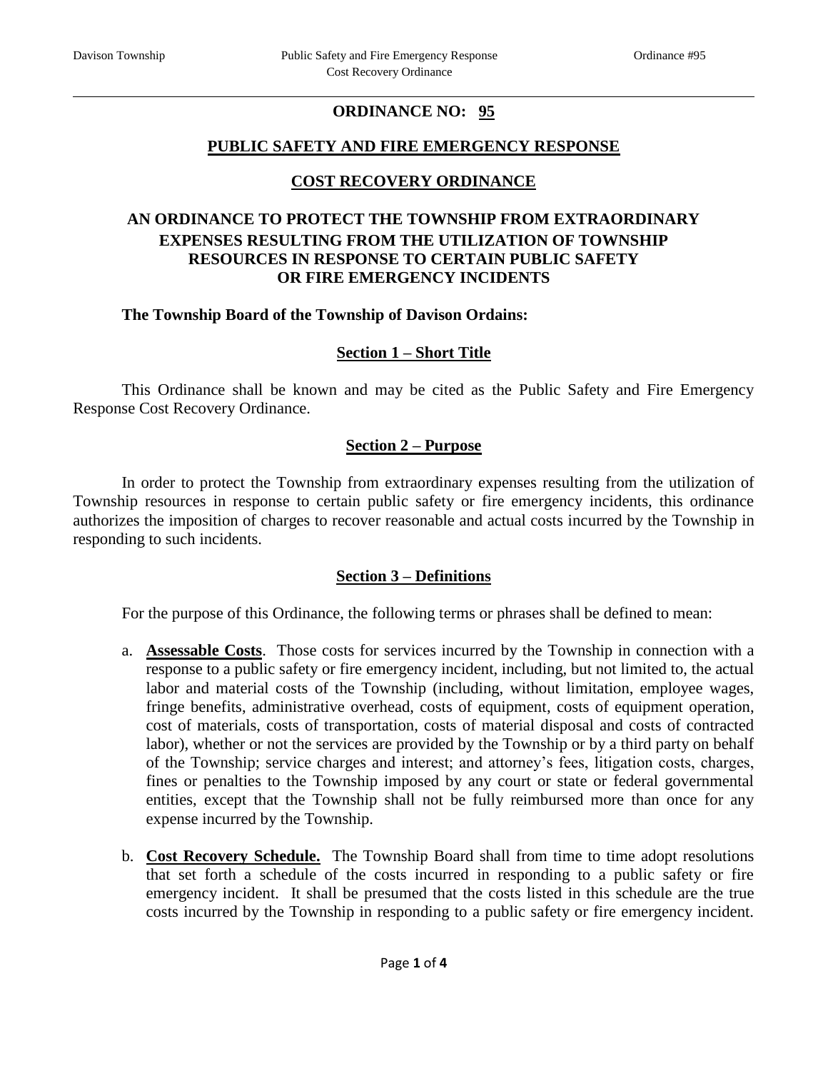# ORDINANCE NO: 95

## PUBLIC SAFETY AND FIRE EMERGENCY RESPONSE

## COST RECOVERY ORDINANCE

### AN ORDINANCE TO PROTECT THE TOWNSHIP FROM EXTRAORDINARY EXPENSES RESULTING FROM THE UTILIZATION OF TOWNSHIP RESOURCES IN RESPONSE TO CERTAIN PUBLIC SAFETY OR FIRE EMERGENCY INCIDENTS

**The Township Board of the Township of Davison Ordains:**

### Section 1 – Short Title

This Ordinance shall be known and may be cited as the Public Safety and Fire Emergency Response Cost Recovery Ordinance.

### Section 2 – Purpose

In order to protect the Township from extraordinary expenses resulting from the utilization of Township resources in response to certain public safety or fire emergency incidents, this ordinance authorizes the imposition of charges to recover reasonable and actual costs incurred by the Township in responding to such incidents.

### Section 3 – Definitions

For the purpose of this Ordinance, the following terms or phrases shall be defined to mean:

a. **Assessable Costs**. Those costs for services incurred by the Township in connection with a response to a public safety or fire emergency incident, including, but not limited to, the actual labor and material costs of the Township (including, without limitation, employee wages, fringe benefits, administrative overhead, costs of equipment, costs of equipment operation, cost of materials, costs of transportation, costs of material disposal and costs of contracted labor), whether or not the services are provided by the Township or by a third party on behalf of the Township; service charges and interest; and attorney's fees, litigation costs, charges, fines or penalties to the Township imposed by any court or state or federal governmental entities, except that the Township shall not be fully reimbursed more than once for any expense incurred by the Township.

b. **Cost Recovery Schedule.** The Township Board shall from time to time adopt resolutions that set forth a schedule of the costs incurred in responding to a public safety or fire emergency incident. It shall be presumed that the costs listed in this schedule are the true costs incurred by the Township in responding to a public safety or fire emergency incident.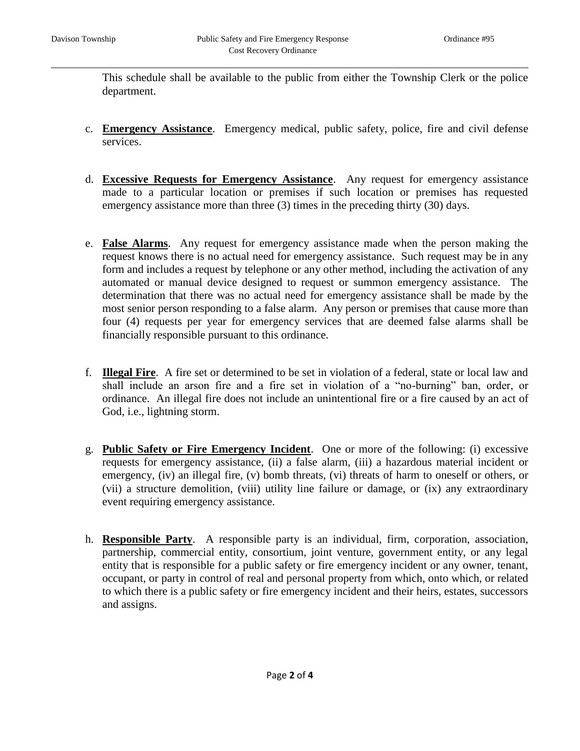This schedule shall be available to the public from either the Township Clerk or the police department.

c. **Emergency Assistance**. Emergency medical, public safety, police, fire and civil defense services.

d. **Excessive Requests for Emergency Assistance**. Any request for emergency assistance made to a particular location or premises if such location or premises has requested emergency assistance more than three (3) times in the preceding thirty (30) days.

e. **False Alarms**. Any request for emergency assistance made when the person making the request knows there is no actual need for emergency assistance. Such request may be in any form and includes a request by telephone or any other method, including the activation of any automated or manual device designed to request or summon emergency assistance. The determination that there was no actual need for emergency assistance shall be made by the most senior person responding to a false alarm. Any person or premises that cause more than four (4) requests per year for emergency services that are deemed false alarms shall be financially responsible pursuant to this ordinance.

f. **Illegal Fire**. A fire set or determined to be set in violation of a federal, state or local law and shall include an arson fire and a fire set in violation of a "no-burning" ban, order, or ordinance. An illegal fire does not include an unintentional fire or a fire caused by an act of God, i.e., lightning storm.

g. **Public Safety or Fire Emergency Incident**. One or more of the following: (i) excessive requests for emergency assistance, (ii) a false alarm, (iii) a hazardous material incident or emergency, (iv) an illegal fire, (v) bomb threats, (vi) threats of harm to oneself or others, or (vii) a structure demolition, (viii) utility line failure or damage, or (ix) any extraordinary event requiring emergency assistance.

h. **Responsible Party**. A responsible party is an individual, firm, corporation, association, partnership, commercial entity, consortium, joint venture, government entity, or any legal entity that is responsible for a public safety or fire emergency incident or any owner, tenant, occupant, or party in control of real and personal property from which, onto which, or related to which there is a public safety or fire emergency incident and their heirs, estates, successors and assigns.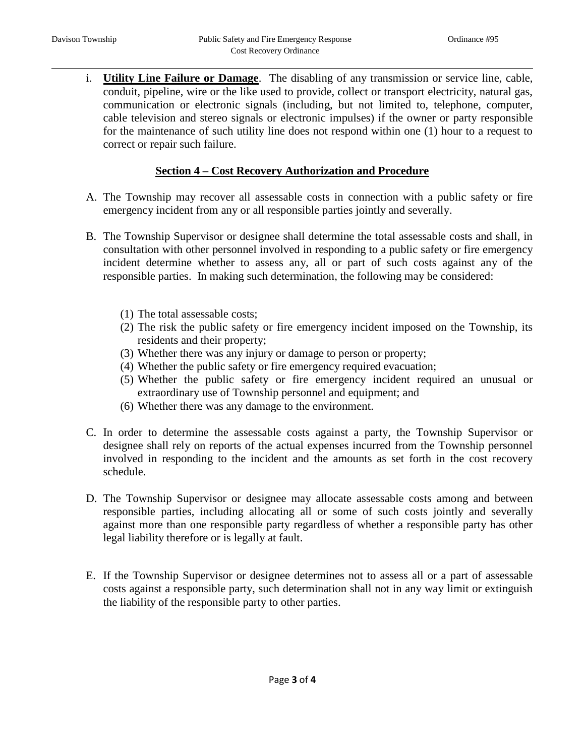i. **Utility Line Failure or Damage**. The disabling of any transmission or service line, cable, conduit, pipeline, wire or the like used to provide, collect or transport electricity, natural gas, communication or electronic signals (including, but not limited to, telephone, computer, cable television and stereo signals or electronic impulses) if the owner or party responsible for the maintenance of such utility line does not respond within one (1) hour to a request to correct or repair such failure.

## Section 4 – Cost Recovery Authorization and Procedure

A. The Township may recover all assessable costs in connection with a public safety or fire emergency incident from any or all responsible parties jointly and severally.

B. The Township Supervisor or designee shall determine the total assessable costs and shall, in consultation with other personnel involved in responding to a public safety or fire emergency incident determine whether to assess any, all or part of such costs against any of the responsible parties. In making such determination, the following may be considered:

   (1) The total assessable costs;
   (2) The risk the public safety or fire emergency incident imposed on the Township, its residents and their property;
   (3) Whether there was any injury or damage to person or property;
   (4) Whether the public safety or fire emergency required evacuation;
   (5) Whether the public safety or fire emergency incident required an unusual or extraordinary use of Township personnel and equipment; and
   (6) Whether there was any damage to the environment.

C. In order to determine the assessable costs against a party, the Township Supervisor or designee shall rely on reports of the actual expenses incurred from the Township personnel involved in responding to the incident and the amounts as set forth in the cost recovery schedule.

D. The Township Supervisor or designee may allocate assessable costs among and between responsible parties, including allocating all or some of such costs jointly and severally against more than one responsible party regardless of whether a responsible party has other legal liability therefore or is legally at fault.

E. If the Township Supervisor or designee determines not to assess all or a part of assessable costs against a responsible party, such determination shall not in any way limit or extinguish the liability of the responsible party to other parties.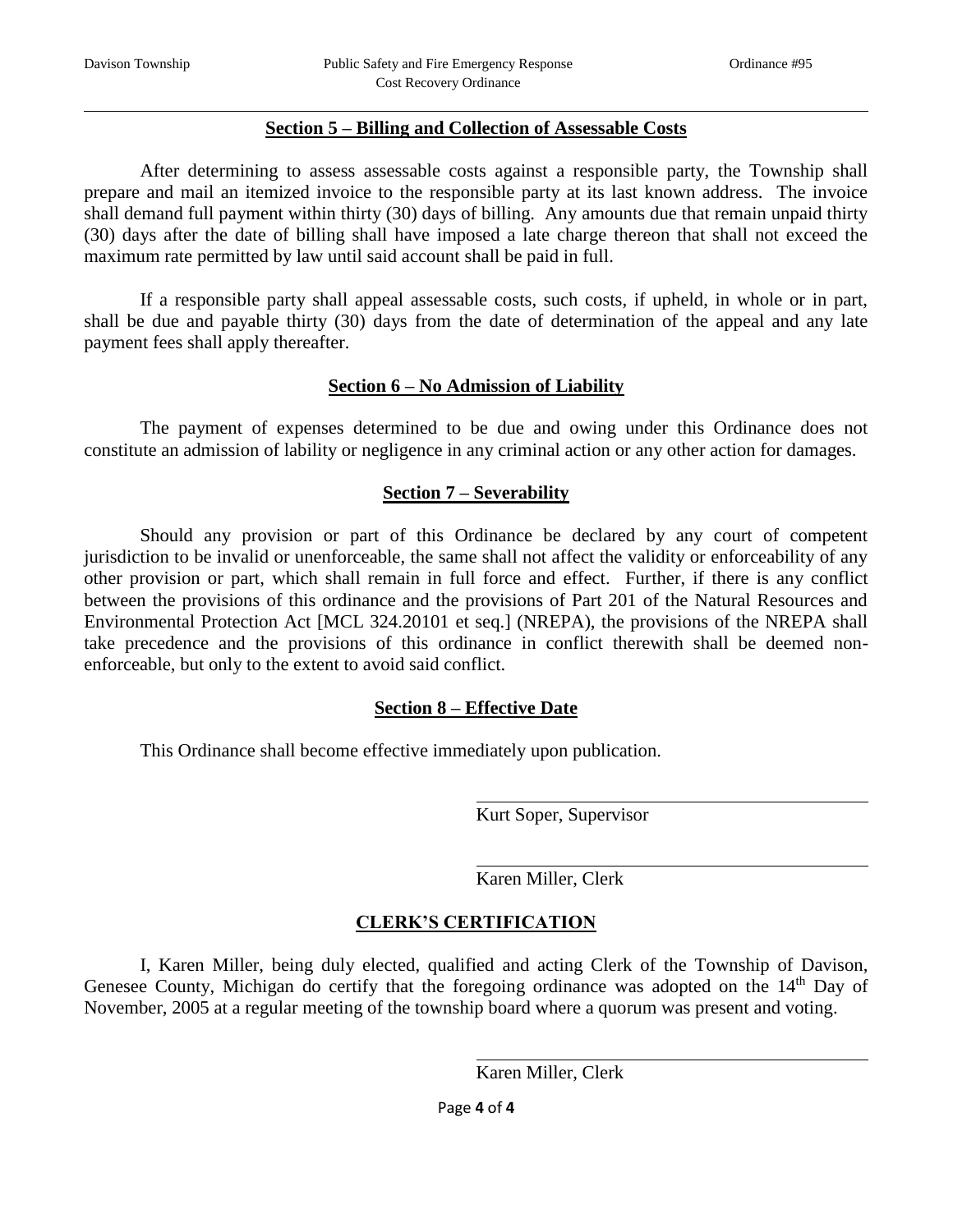## Section 5 – Billing and Collection of Assessable Costs

After determining to assess assessable costs against a responsible party, the Township shall prepare and mail an itemized invoice to the responsible party at its last known address. The invoice shall demand full payment within thirty (30) days of billing. Any amounts due that remain unpaid thirty (30) days after the date of billing shall have imposed a late charge thereon that shall not exceed the maximum rate permitted by law until said account shall be paid in full.

If a responsible party shall appeal assessable costs, such costs, if upheld, in whole or in part, shall be due and payable thirty (30) days from the date of determination of the appeal and any late payment fees shall apply thereafter.

## Section 6 – No Admission of Liability

The payment of expenses determined to be due and owing under this Ordinance does not constitute an admission of lability or negligence in any criminal action or any other action for damages.

## Section 7 – Severability

Should any provision or part of this Ordinance be declared by any court of competent jurisdiction to be invalid or unenforceable, the same shall not affect the validity or enforceability of any other provision or part, which shall remain in full force and effect. Further, if there is any conflict between the provisions of this ordinance and the provisions of Part 201 of the Natural Resources and Environmental Protection Act [MCL 324.20101 et seq.] (NREPA), the provisions of the NREPA shall take precedence and the provisions of this ordinance in conflict therewith shall be deemed non-enforceable, but only to the extent to avoid said conflict.

## Section 8 – Effective Date

This Ordinance shall become effective immediately upon publication.

Kurt Soper, Supervisor

Karen Miller, Clerk

## CLERK'S CERTIFICATION

I, Karen Miller, being duly elected, qualified and acting Clerk of the Township of Davison, Genesee County, Michigan do certify that the foregoing ordinance was adopted on the 14th Day of November, 2005 at a regular meeting of the township board where a quorum was present and voting.

Karen Miller, Clerk